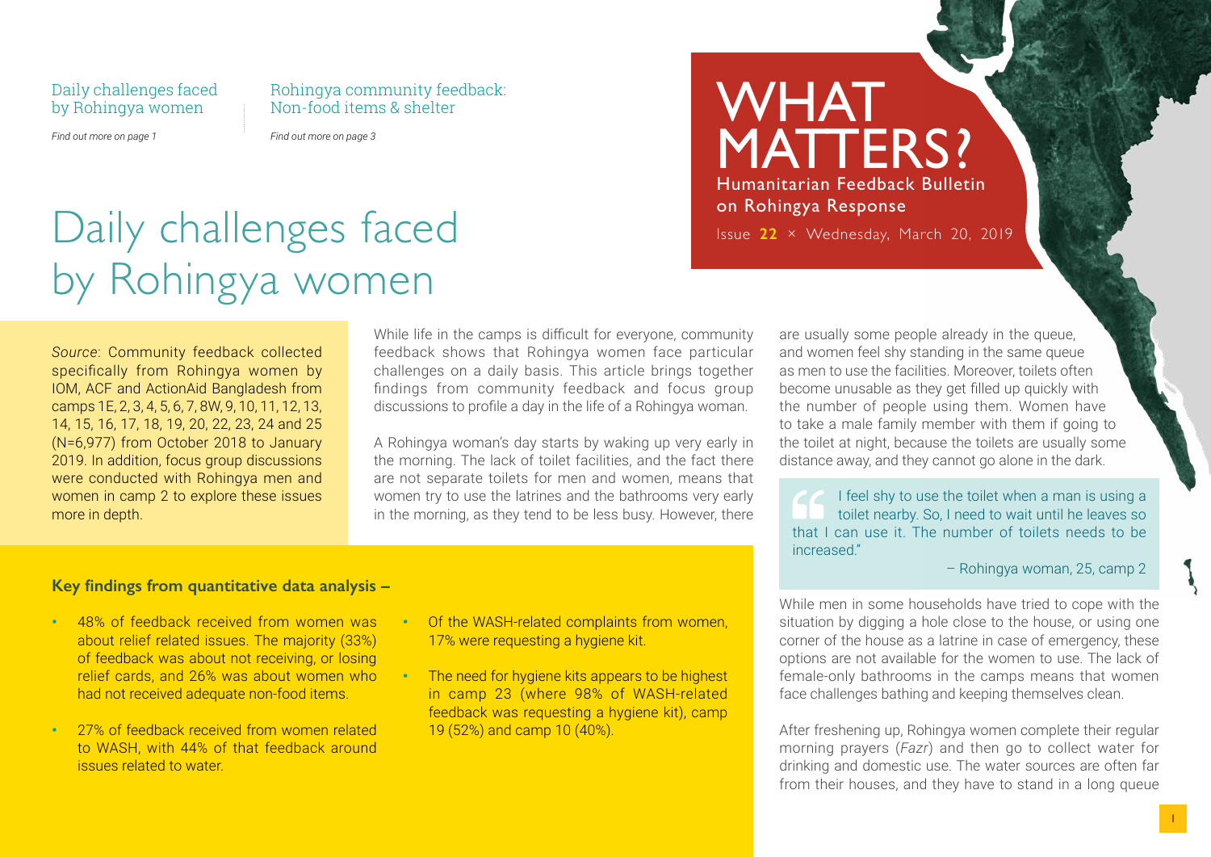Daily challenges faced by Rohingya women

*Find out more on page 1*

Rohingya community feedback: Non-food items & shelter

*Find out more on page 3*

# WHAT MATTERS?

Humanitarian Feedback Bulletin on Rohingya Response

Issue **22** × Wednesday, March 20, 2019

# Daily challenges faced by Rohingya women

*Source*: Community feedback collected specifically from Rohingya women by IOM, ACF and ActionAid Bangladesh from camps 1E, 2, 3, 4, 5, 6, 7, 8W, 9, 10, 11, 12, 13, 14, 15, 16, 17, 18, 19, 20, 22, 23, 24 and 25 (N=6,977) from October 2018 to January 2019. In addition, focus group discussions were conducted with Rohingya men and women in camp 2 to explore these issues more in depth.

While life in the camps is difficult for everyone, community feedback shows that Rohingya women face particular challenges on a daily basis. This article brings together findings from community feedback and focus group discussions to profile a day in the life of a Rohingya woman.

A Rohingya woman's day starts by waking up very early in the morning. The lack of toilet facilities, and the fact there are not separate toilets for men and women, means that women try to use the latrines and the bathrooms very early in the morning, as they tend to be less busy. However, there are usually some people already in the queue, and women feel shy standing in the same queue as men to use the facilities. Moreover, toilets often become unusable as they get filled up quickly with the number of people using them. Women have to take a male family member with them if going to the toilet at night, because the toilets are usually some distance away, and they cannot go alone in the dark.

> I feel shy to use the toilet when a man is using a toilet nearby. So, I need to wait until he leaves so that I can use it. The number of toilets needs to be increased."
>
> – Rohingya woman, 25, camp 2

While men in some households have tried to cope with the situation by digging a hole close to the house, or using one corner of the house as a latrine in case of emergency, these options are not available for the women to use. The lack of female-only bathrooms in the camps means that women face challenges bathing and keeping themselves clean.

After freshening up, Rohingya women complete their regular morning prayers (*Fazr*) and then go to collect water for drinking and domestic use. The water sources are often far from their houses, and they have to stand in a long queue

### Key findings from quantitative data analysis –

- 48% of feedback received from women was about relief related issues. The majority (33%) of feedback was about not receiving, or losing relief cards, and 26% was about women who had not received adequate non-food items.
- 27% of feedback received from women related to WASH, with 44% of that feedback around issues related to water.
- Of the WASH-related complaints from women, 17% were requesting a hygiene kit.
- The need for hygiene kits appears to be highest in camp 23 (where 98% of WASH-related feedback was requesting a hygiene kit), camp 19 (52%) and camp 10 (40%).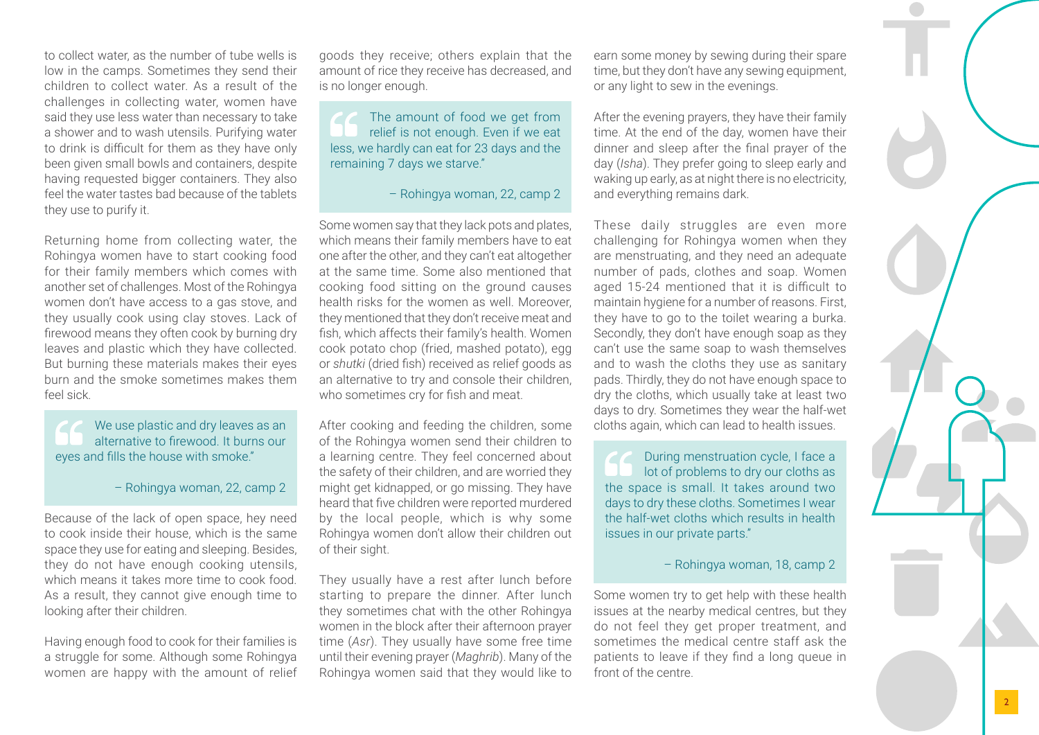to collect water, as the number of tube wells is low in the camps. Sometimes they send their children to collect water. As a result of the challenges in collecting water, women have said they use less water than necessary to take a shower and to wash utensils. Purifying water to drink is difficult for them as they have only been given small bowls and containers, despite having requested bigger containers. They also feel the water tastes bad because of the tablets they use to purify it.

Returning home from collecting water, the Rohingya women have to start cooking food for their family members which comes with another set of challenges. Most of the Rohingya women don't have access to a gas stove, and they usually cook using clay stoves. Lack of firewood means they often cook by burning dry leaves and plastic which they have collected. But burning these materials makes their eyes burn and the smoke sometimes makes them feel sick.

> We use plastic and dry leaves as an alternative to firewood. It burns our eyes and fills the house with smoke."
>
> – Rohingya woman, 22, camp 2

Because of the lack of open space, hey need to cook inside their house, which is the same space they use for eating and sleeping. Besides, they do not have enough cooking utensils, which means it takes more time to cook food. As a result, they cannot give enough time to looking after their children.

Having enough food to cook for their families is a struggle for some. Although some Rohingya women are happy with the amount of relief goods they receive; others explain that the amount of rice they receive has decreased, and is no longer enough.

> The amount of food we get from relief is not enough. Even if we eat less, we hardly can eat for 23 days and the remaining 7 days we starve."
>
> – Rohingya woman, 22, camp 2

Some women say that they lack pots and plates, which means their family members have to eat one after the other, and they can't eat altogether at the same time. Some also mentioned that cooking food sitting on the ground causes health risks for the women as well. Moreover, they mentioned that they don't receive meat and fish, which affects their family's health. Women cook potato chop (fried, mashed potato), egg or *shutki* (dried fish) received as relief goods as an alternative to try and console their children, who sometimes cry for fish and meat.

After cooking and feeding the children, some of the Rohingya women send their children to a learning centre. They feel concerned about the safety of their children, and are worried they might get kidnapped, or go missing. They have heard that five children were reported murdered by the local people, which is why some Rohingya women don't allow their children out of their sight.

They usually have a rest after lunch before starting to prepare the dinner. After lunch they sometimes chat with the other Rohingya women in the block after their afternoon prayer time (*Asr*). They usually have some free time until their evening prayer (*Maghrib*). Many of the Rohingya women said that they would like to earn some money by sewing during their spare time, but they don't have any sewing equipment, or any light to sew in the evenings.

After the evening prayers, they have their family time. At the end of the day, women have their dinner and sleep after the final prayer of the day (*Isha*). They prefer going to sleep early and waking up early, as at night there is no electricity, and everything remains dark.

These daily struggles are even more challenging for Rohingya women when they are menstruating, and they need an adequate number of pads, clothes and soap. Women aged 15-24 mentioned that it is difficult to maintain hygiene for a number of reasons. First, they have to go to the toilet wearing a burka. Secondly, they don't have enough soap as they can't use the same soap to wash themselves and to wash the cloths they use as sanitary pads. Thirdly, they do not have enough space to dry the cloths, which usually take at least two days to dry. Sometimes they wear the half-wet cloths again, which can lead to health issues.

> During menstruation cycle, I face a lot of problems to dry our cloths as the space is small. It takes around two days to dry these cloths. Sometimes I wear the half-wet cloths which results in health issues in our private parts."
>
> – Rohingya woman, 18, camp 2

Some women try to get help with these health issues at the nearby medical centres, but they do not feel they get proper treatment, and sometimes the medical centre staff ask the patients to leave if they find a long queue in front of the centre.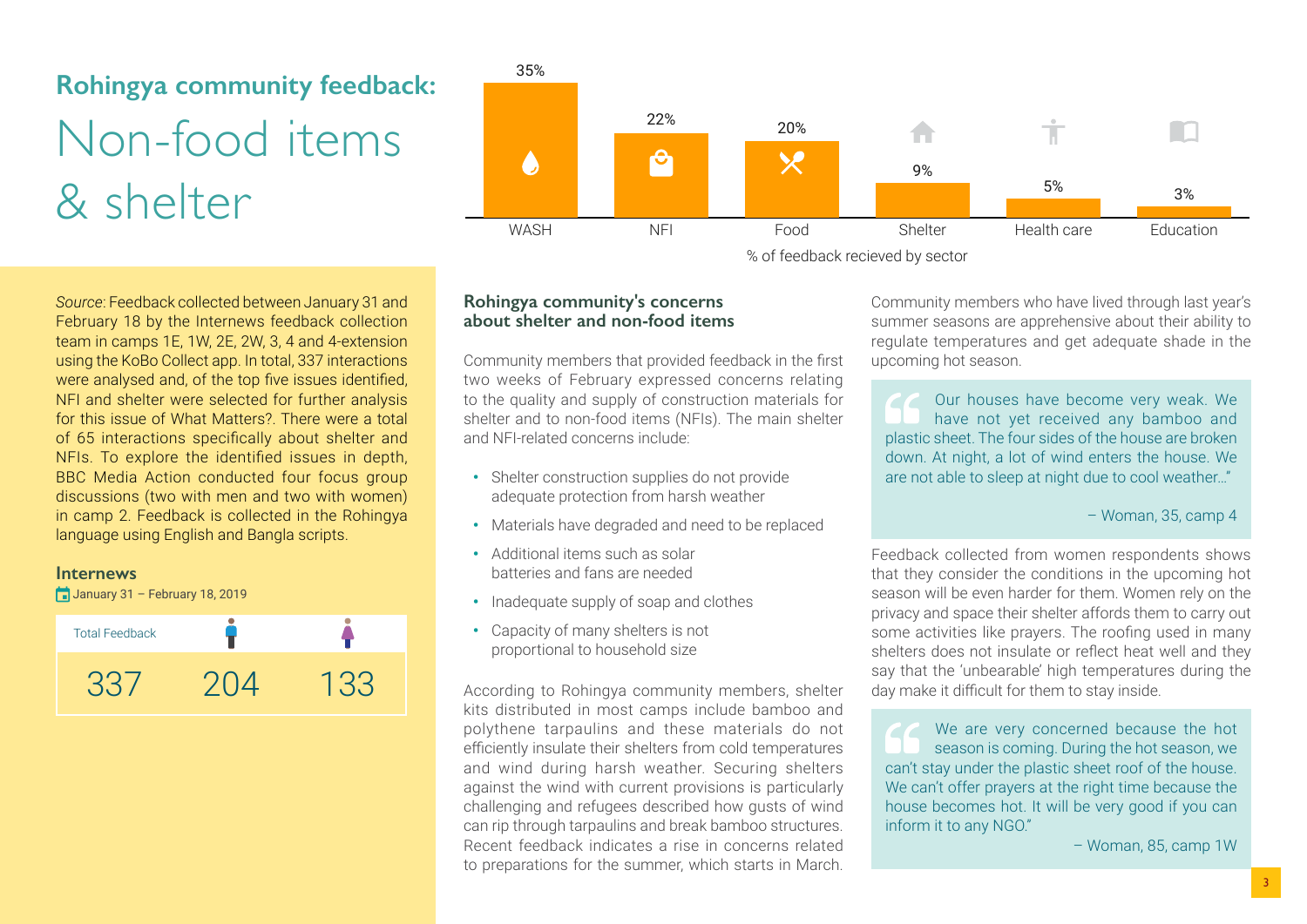## Rohingya community feedback:

# Non-food items & shelter

| Sector | % of feedback recieved by sector |
|---|---|
| WASH | 35% |
| NFI | 22% |
| Food | 20% |
| Shelter | 9% |
| Health care | 5% |
| Education | 3% |

% of feedback recieved by sector

*Source*: Feedback collected between January 31 and February 18 by the Internews feedback collection team in camps 1E, 1W, 2E, 2W, 3, 4 and 4-extension using the KoBo Collect app. In total, 337 interactions were analysed and, of the top five issues identified, NFI and shelter were selected for further analysis for this issue of What Matters?. There were a total of 65 interactions specifically about shelter and NFIs. To explore the identified issues in depth, BBC Media Action conducted four focus group discussions (two with men and two with women) in camp 2. Feedback is collected in the Rohingya language using English and Bangla scripts.

**Internews**

January 31 – February 18, 2019

| Total Feedback | Male | Female |
|---|---|---|
| 337 | 204 | 133 |

### Rohingya community's concerns about shelter and non-food items

Community members that provided feedback in the first two weeks of February expressed concerns relating to the quality and supply of construction materials for shelter and to non-food items (NFIs). The main shelter and NFI-related concerns include:

- Shelter construction supplies do not provide adequate protection from harsh weather
- Materials have degraded and need to be replaced
- Additional items such as solar batteries and fans are needed
- Inadequate supply of soap and clothes
- Capacity of many shelters is not proportional to household size

According to Rohingya community members, shelter kits distributed in most camps include bamboo and polythene tarpaulins and these materials do not efficiently insulate their shelters from cold temperatures and wind during harsh weather. Securing shelters against the wind with current provisions is particularly challenging and refugees described how gusts of wind can rip through tarpaulins and break bamboo structures. Recent feedback indicates a rise in concerns related to preparations for the summer, which starts in March.

Community members who have lived through last year's summer seasons are apprehensive about their ability to regulate temperatures and get adequate shade in the upcoming hot season.

> Our houses have become very weak. We have not yet received any bamboo and plastic sheet. The four sides of the house are broken down. At night, a lot of wind enters the house. We are not able to sleep at night due to cool weather..."
>
> – Woman, 35, camp 4

Feedback collected from women respondents shows that they consider the conditions in the upcoming hot season will be even harder for them. Women rely on the privacy and space their shelter affords them to carry out some activities like prayers. The roofing used in many shelters does not insulate or reflect heat well and they say that the 'unbearable' high temperatures during the day make it difficult for them to stay inside.

> We are very concerned because the hot season is coming. During the hot season, we can't stay under the plastic sheet roof of the house. We can't offer prayers at the right time because the house becomes hot. It will be very good if you can inform it to any NGO."
>
> – Woman, 85, camp 1W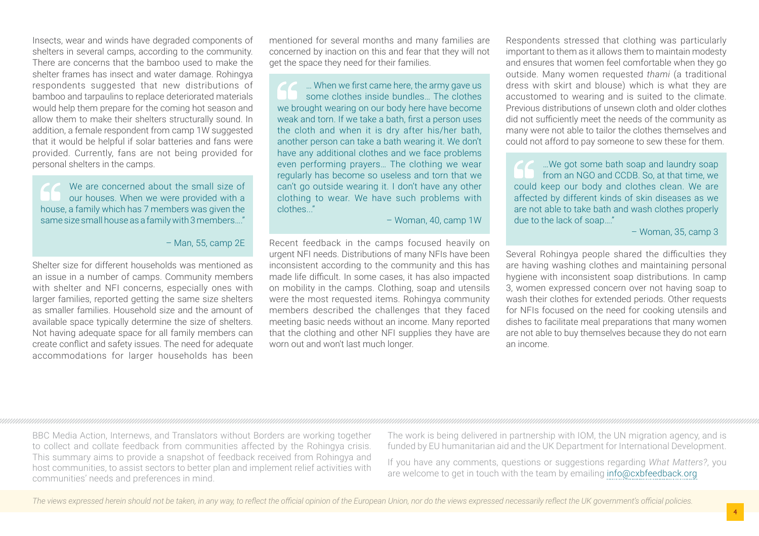Insects, wear and winds have degraded components of shelters in several camps, according to the community. There are concerns that the bamboo used to make the shelter frames has insect and water damage. Rohingya respondents suggested that new distributions of bamboo and tarpaulins to replace deteriorated materials would help them prepare for the coming hot season and allow them to make their shelters structurally sound. In addition, a female respondent from camp 1W suggested that it would be helpful if solar batteries and fans were provided. Currently, fans are not being provided for personal shelters in the camps.

> We are concerned about the small size of our houses. When we were provided with a house, a family which has 7 members was given the same size small house as a family with 3 members…."
>
> – Man, 55, camp 2E

Shelter size for different households was mentioned as an issue in a number of camps. Community members with shelter and NFI concerns, especially ones with larger families, reported getting the same size shelters as smaller families. Household size and the amount of available space typically determine the size of shelters. Not having adequate space for all family members can create conflict and safety issues. The need for adequate accommodations for larger households has been mentioned for several months and many families are concerned by inaction on this and fear that they will not get the space they need for their families.

> … When we first came here, the army gave us some clothes inside bundles… The clothes we brought wearing on our body here have become weak and torn. If we take a bath, first a person uses the cloth and when it is dry after his/her bath, another person can take a bath wearing it. We don't have any additional clothes and we face problems even performing prayers… The clothing we wear regularly has become so useless and torn that we can't go outside wearing it. I don't have any other clothing to wear. We have such problems with clothes..."
>
> – Woman, 40, camp 1W

Recent feedback in the camps focused heavily on urgent NFI needs. Distributions of many NFIs have been inconsistent according to the community and this has made life difficult. In some cases, it has also impacted on mobility in the camps. Clothing, soap and utensils were the most requested items. Rohingya community members described the challenges that they faced meeting basic needs without an income. Many reported that the clothing and other NFI supplies they have are worn out and won't last much longer.

Respondents stressed that clothing was particularly important to them as it allows them to maintain modesty and ensures that women feel comfortable when they go outside. Many women requested *thami* (a traditional dress with skirt and blouse) which is what they are accustomed to wearing and is suited to the climate. Previous distributions of unsewn cloth and older clothes did not sufficiently meet the needs of the community as many were not able to tailor the clothes themselves and could not afford to pay someone to sew these for them.

> …We got some bath soap and laundry soap from an NGO and CCDB. So, at that time, we could keep our body and clothes clean. We are affected by different kinds of skin diseases as we are not able to take bath and wash clothes properly due to the lack of soap…."
>
> – Woman, 35, camp 3

Several Rohingya people shared the difficulties they are having washing clothes and maintaining personal hygiene with inconsistent soap distributions. In camp 3, women expressed concern over not having soap to wash their clothes for extended periods. Other requests for NFIs focused on the need for cooking utensils and dishes to facilitate meal preparations that many women are not able to buy themselves because they do not earn an income.

---

BBC Media Action, Internews, and Translators without Borders are working together to collect and collate feedback from communities affected by the Rohingya crisis. This summary aims to provide a snapshot of feedback received from Rohingya and host communities, to assist sectors to better plan and implement relief activities with communities' needs and preferences in mind.

The work is being delivered in partnership with IOM, the UN migration agency, and is funded by EU humanitarian aid and the UK Department for International Development.

If you have any comments, questions or suggestions regarding *What Matters?*, you are welcome to get in touch with the team by emailing info@cxbfeedback.org

*The views expressed herein should not be taken, in any way, to reflect the official opinion of the European Union, nor do the views expressed necessarily reflect the UK government's official policies.*